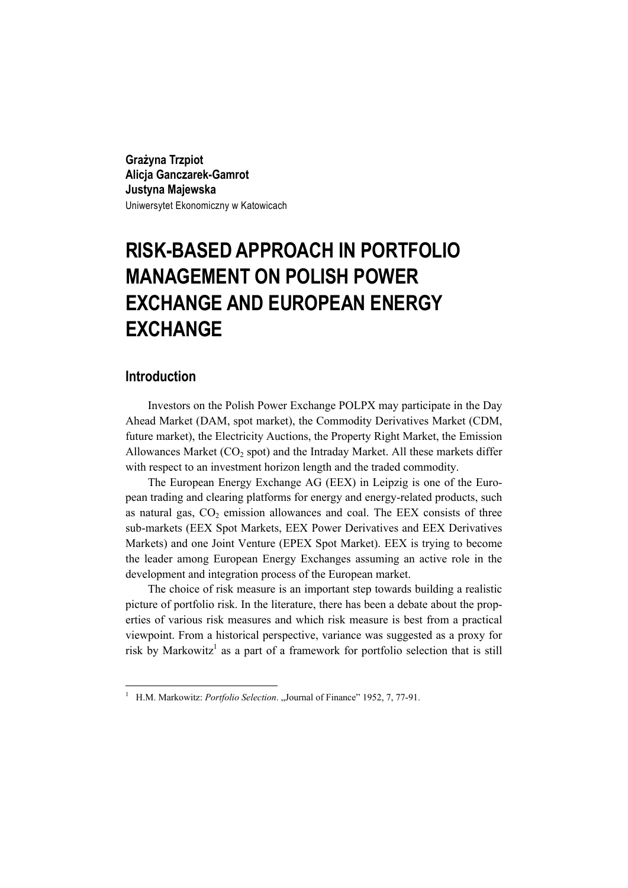**Grażyna Trzpiot**
**Alicja Ganczarek-Gamrot**
**Justyna Majewska**
Uniwersytet Ekonomiczny w Katowicach

# RISK-BASED APPROACH IN PORTFOLIO MANAGEMENT ON POLISH POWER EXCHANGE AND EUROPEAN ENERGY EXCHANGE

## Introduction

Investors on the Polish Power Exchange POLPX may participate in the Day Ahead Market (DAM, spot market), the Commodity Derivatives Market (CDM, future market), the Electricity Auctions, the Property Right Market, the Emission Allowances Market ($CO_2$ spot) and the Intraday Market. All these markets differ with respect to an investment horizon length and the traded commodity.

The European Energy Exchange AG (EEX) in Leipzig is one of the European trading and clearing platforms for energy and energy-related products, such as natural gas, $CO_2$ emission allowances and coal. The EEX consists of three sub-markets (EEX Spot Markets, EEX Power Derivatives and EEX Derivatives Markets) and one Joint Venture (EPEX Spot Market). EEX is trying to become the leader among European Energy Exchanges assuming an active role in the development and integration process of the European market.

The choice of risk measure is an important step towards building a realistic picture of portfolio risk. In the literature, there has been a debate about the properties of various risk measures and which risk measure is best from a practical viewpoint. From a historical perspective, variance was suggested as a proxy for risk by Markowitz[1] as a part of a framework for portfolio selection that is still

---

[1] H.M. Markowitz: *Portfolio Selection*. „Journal of Finance" 1952, 7, 77-91.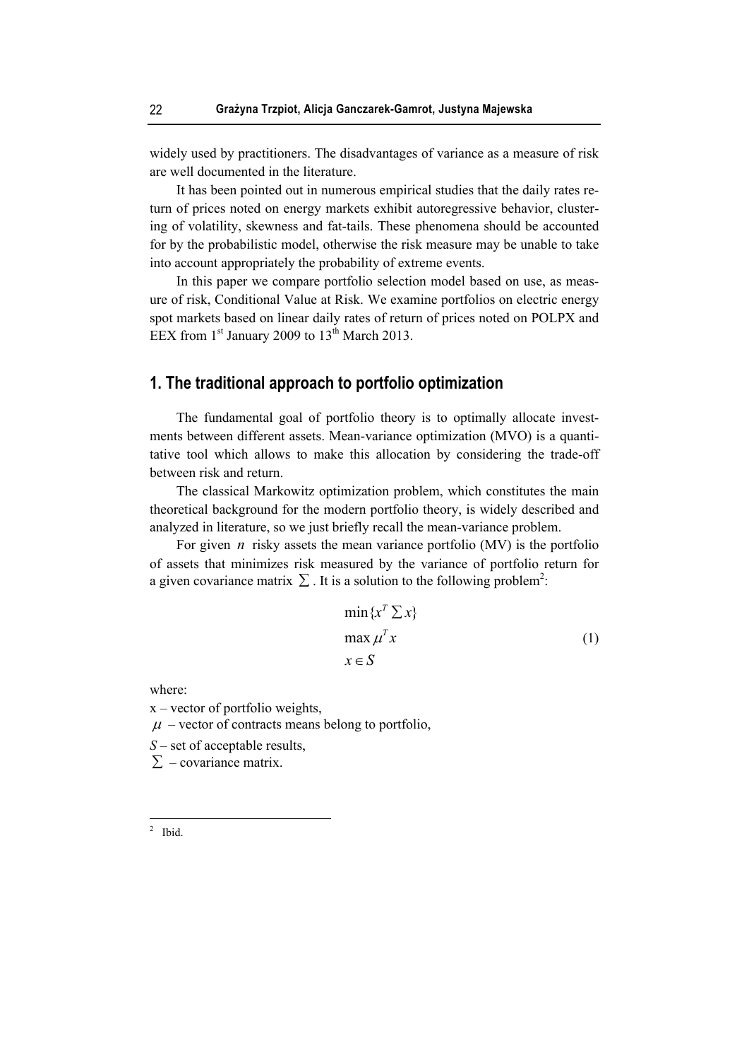widely used by practitioners. The disadvantages of variance as a measure of risk are well documented in the literature.

It has been pointed out in numerous empirical studies that the daily rates return of prices noted on energy markets exhibit autoregressive behavior, clustering of volatility, skewness and fat-tails. These phenomena should be accounted for by the probabilistic model, otherwise the risk measure may be unable to take into account appropriately the probability of extreme events.

In this paper we compare portfolio selection model based on use, as measure of risk, Conditional Value at Risk. We examine portfolios on electric energy spot markets based on linear daily rates of return of prices noted on POLPX and EEX from 1st January 2009 to 13th March 2013.

## 1. The traditional approach to portfolio optimization

The fundamental goal of portfolio theory is to optimally allocate investments between different assets. Mean-variance optimization (MVO) is a quantitative tool which allows to make this allocation by considering the trade-off between risk and return.

The classical Markowitz optimization problem, which constitutes the main theoretical background for the modern portfolio theory, is widely described and analyzed in literature, so we just briefly recall the mean-variance problem.

For given $n$ risky assets the mean variance portfolio (MV) is the portfolio of assets that minimizes risk measured by the variance of portfolio return for a given covariance matrix $\sum$. It is a solution to the following problem[2]:

$$
\begin{aligned}
&\min\{x^T \sum x\} \\
&\max \mu^T x \\
&x \in S
\end{aligned}
\tag{1}
$$

where:

x – vector of portfolio weights,

$\mu$ – vector of contracts means belong to portfolio,

$S$ – set of acceptable results,

$\sum$ – covariance matrix.

---

[2] Ibid.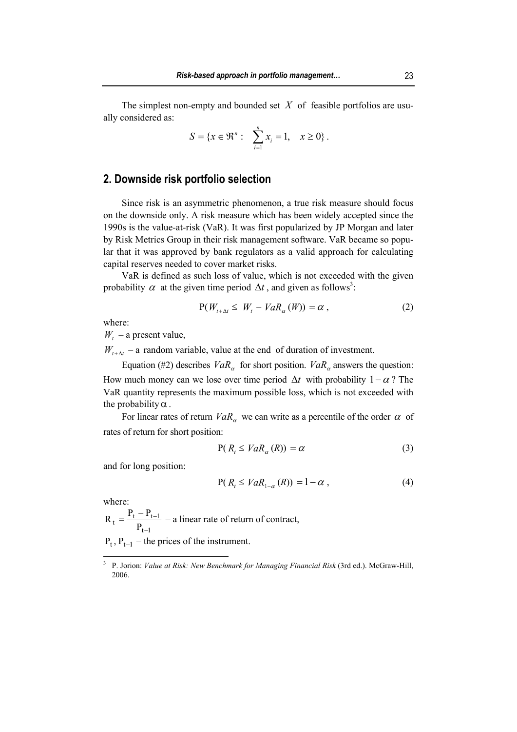The simplest non-empty and bounded set $X$ of feasible portfolios are usually considered as:

$$S = \{x \in \Re^n : \quad \sum_{i=1}^{n} x_i = 1, \quad x \geq 0\} .$$

## 2. Downside risk portfolio selection

Since risk is an asymmetric phenomenon, a true risk measure should focus on the downside only. A risk measure which has been widely accepted since the 1990s is the value-at-risk (VaR). It was first popularized by JP Morgan and later by Risk Metrics Group in their risk management software. VaR became so popular that it was approved by bank regulators as a valid approach for calculating capital reserves needed to cover market risks.

VaR is defined as such loss of value, which is not exceeded with the given probability $\alpha$ at the given time period $\Delta t$, and given as follows[3]:

$$\mathrm{P}(W_{t+\Delta t} \leq W_t - VaR_\alpha(W)) = \alpha , \tag{2}$$

where:

$W_t$ – a present value,

$W_{t+\Delta t}$ – a random variable, value at the end of duration of investment.

Equation (#2) describes $VaR_\alpha$ for short position. $VaR_\alpha$ answers the question: How much money can we lose over time period $\Delta t$ with probability $1-\alpha$? The VaR quantity represents the maximum possible loss, which is not exceeded with the probability $\alpha$.

For linear rates of return $VaR_\alpha$ we can write as a percentile of the order $\alpha$ of rates of return for short position:

$$\mathrm{P}(R_t \leq VaR_\alpha(R)) = \alpha \tag{3}$$

and for long position:

$$\mathrm{P}(R_t \leq VaR_{1-\alpha}(R)) = 1-\alpha , \tag{4}$$

where:

$\mathrm{R}_t = \dfrac{\mathrm{P}_t - \mathrm{P}_{t-1}}{\mathrm{P}_{t-1}}$ – a linear rate of return of contract,

$\mathrm{P}_t, \mathrm{P}_{t-1}$ – the prices of the instrument.

[3] P. Jorion: *Value at Risk: New Benchmark for Managing Financial Risk* (3rd ed.). McGraw-Hill, 2006.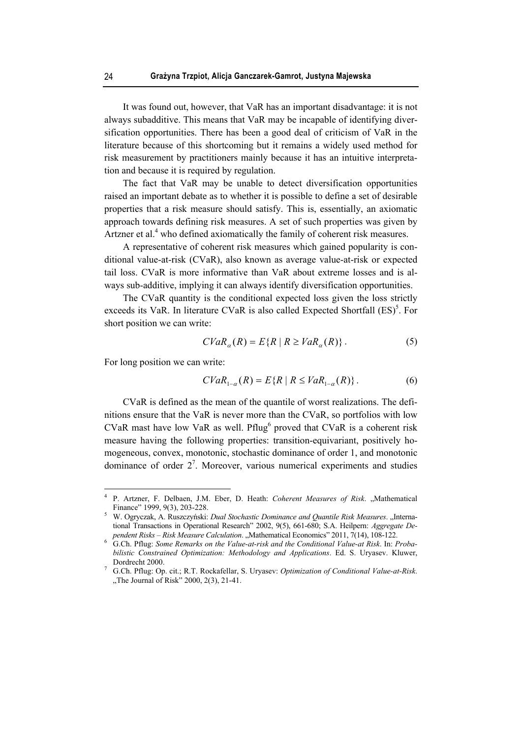It was found out, however, that VaR has an important disadvantage: it is not always subadditive. This means that VaR may be incapable of identifying diversification opportunities. There has been a good deal of criticism of VaR in the literature because of this shortcoming but it remains a widely used method for risk measurement by practitioners mainly because it has an intuitive interpretation and because it is required by regulation.

The fact that VaR may be unable to detect diversification opportunities raised an important debate as to whether it is possible to define a set of desirable properties that a risk measure should satisfy. This is, essentially, an axiomatic approach towards defining risk measures. A set of such properties was given by Artzner et al.[4] who defined axiomatically the family of coherent risk measures.

A representative of coherent risk measures which gained popularity is conditional value-at-risk (CVaR), also known as average value-at-risk or expected tail loss. CVaR is more informative than VaR about extreme losses and is always sub-additive, implying it can always identify diversification opportunities.

The CVaR quantity is the conditional expected loss given the loss strictly exceeds its VaR. In literature CVaR is also called Expected Shortfall (ES)[5]. For short position we can write:

$$CVaR_{\alpha}(R) = E\{R \mid R \geq VaR_{\alpha}(R)\}. \tag{5}$$

For long position we can write:

$$CVaR_{1-\alpha}(R) = E\{R \mid R \leq VaR_{1-\alpha}(R)\}. \tag{6}$$

CVaR is defined as the mean of the quantile of worst realizations. The definitions ensure that the VaR is never more than the CVaR, so portfolios with low CVaR mast have low VaR as well. Pflug[6] proved that CVaR is a coherent risk measure having the following properties: transition-equivariant, positively homogeneous, convex, monotonic, stochastic dominance of order 1, and monotonic dominance of order 2[7]. Moreover, various numerical experiments and studies

---

[4] P. Artzner, F. Delbaen, J.M. Eber, D. Heath: *Coherent Measures of Risk*. „Mathematical Finance" 1999, 9(3), 203-228.

[5] W. Ogryczak, A. Ruszczyński: *Dual Stochastic Dominance and Quantile Risk Measures*. „International Transactions in Operational Research" 2002, 9(5), 661-680; S.A. Heilpern: *Aggregate Dependent Risks – Risk Measure Calculation*. „Mathematical Economics" 2011, 7(14), 108-122.

[6] G.Ch. Pflug: *Some Remarks on the Value-at-risk and the Conditional Value-at Risk*. In: *Probabilistic Constrained Optimization: Methodology and Applications*. Ed. S. Uryasev. Kluwer, Dordrecht 2000.

[7] G.Ch. Pflug: Op. cit.; R.T. Rockafellar, S. Uryasev: *Optimization of Conditional Value-at-Risk*. „The Journal of Risk" 2000, 2(3), 21-41.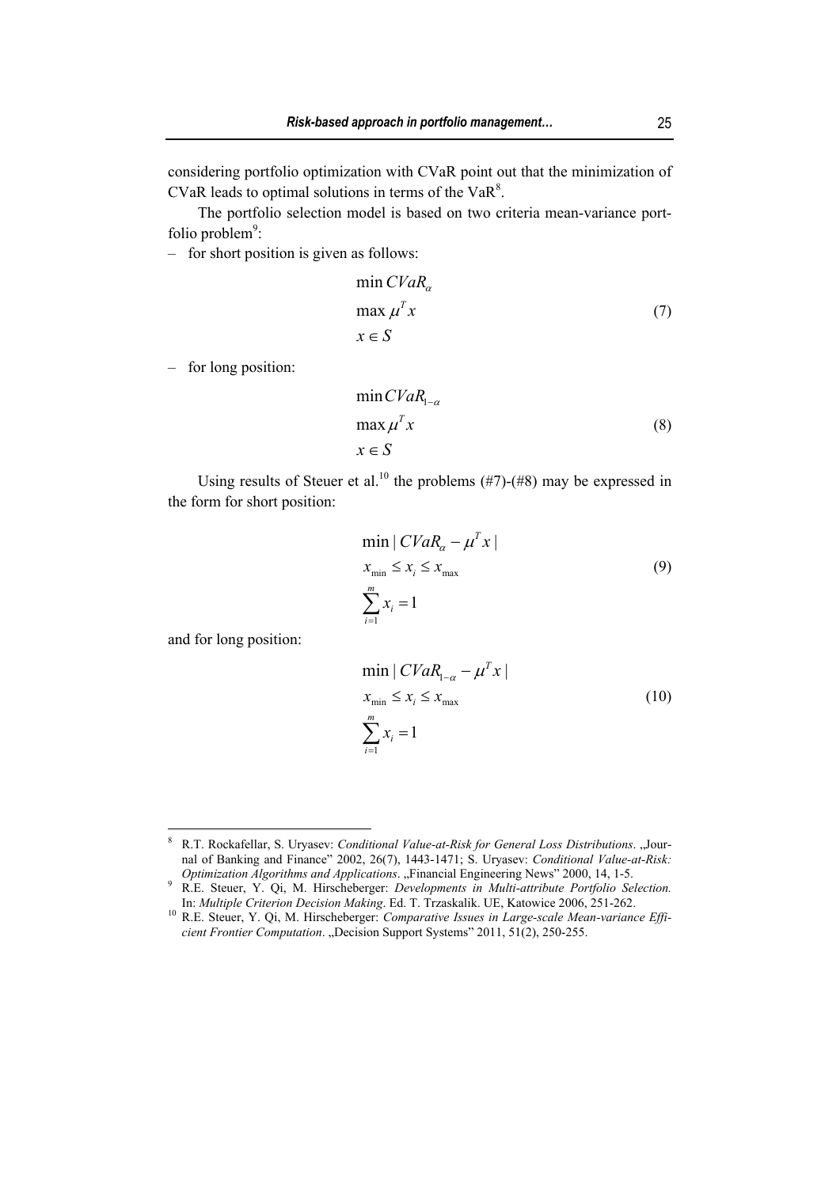considering portfolio optimization with CVaR point out that the minimization of CVaR leads to optimal solutions in terms of the VaR[8].

The portfolio selection model is based on two criteria mean-variance portfolio problem[9]:

– for short position is given as follows:

$$\begin{aligned} &\min CVaR_{\alpha} \\ &\max \mu^{T} x \\ &x \in S \end{aligned} \tag{7}$$

– for long position:

$$\begin{aligned} &\min CVaR_{1-\alpha} \\ &\max \mu^{T} x \\ &x \in S \end{aligned} \tag{8}$$

Using results of Steuer et al.[10] the problems (#7)-(#8) may be expressed in the form for short position:

$$\begin{aligned} &\min | CVaR_{\alpha} - \mu^{T} x | \\ &x_{\min} \leq x_i \leq x_{\max} \\ &\sum_{i=1}^{m} x_i = 1 \end{aligned} \tag{9}$$

and for long position:

$$\begin{aligned} &\min | CVaR_{1-\alpha} - \mu^{T} x | \\ &x_{\min} \leq x_i \leq x_{\max} \\ &\sum_{i=1}^{m} x_i = 1 \end{aligned} \tag{10}$$

---

[8] R.T. Rockafellar, S. Uryasev: *Conditional Value-at-Risk for General Loss Distributions*. „Journal of Banking and Finance" 2002, 26(7), 1443-1471; S. Uryasev: *Conditional Value-at-Risk: Optimization Algorithms and Applications*. „Financial Engineering News" 2000, 14, 1-5.

[9] R.E. Steuer, Y. Qi, M. Hirscheberger: *Developments in Multi-attribute Portfolio Selection.* In: *Multiple Criterion Decision Making*. Ed. T. Trzaskalik. UE, Katowice 2006, 251-262.

[10] R.E. Steuer, Y. Qi, M. Hirscheberger: *Comparative Issues in Large-scale Mean-variance Efficient Frontier Computation*. „Decision Support Systems" 2011, 51(2), 250-255.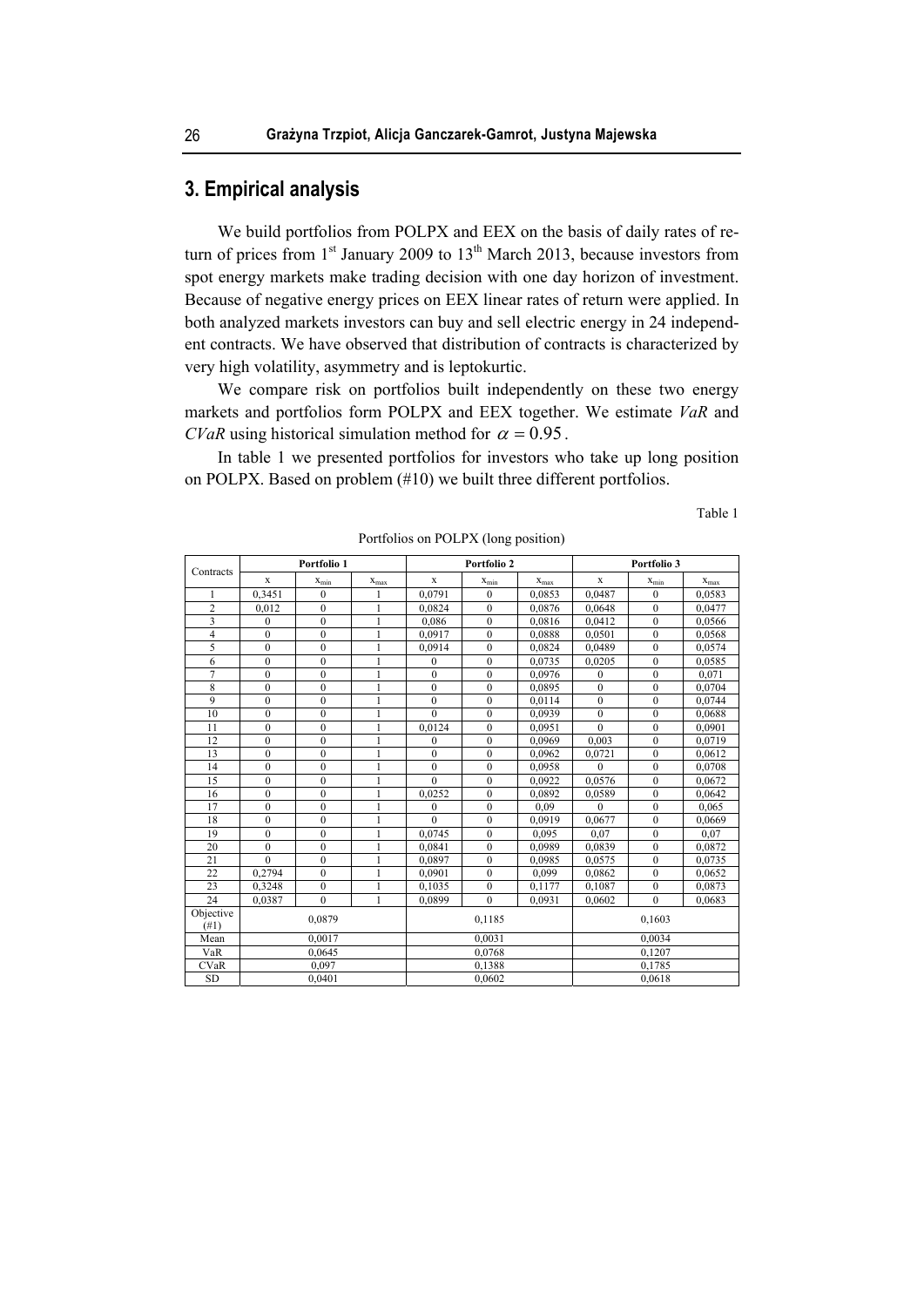## 3. Empirical analysis

We build portfolios from POLPX and EEX on the basis of daily rates of return of prices from 1st January 2009 to 13th March 2013, because investors from spot energy markets make trading decision with one day horizon of investment. Because of negative energy prices on EEX linear rates of return were applied. In both analyzed markets investors can buy and sell electric energy in 24 independent contracts. We have observed that distribution of contracts is characterized by very high volatility, asymmetry and is leptokurtic.

We compare risk on portfolios built independently on these two energy markets and portfolios form POLPX and EEX together. We estimate *VaR* and *CVaR* using historical simulation method for $\alpha = 0.95$.

In table 1 we presented portfolios for investors who take up long position on POLPX. Based on problem (#10) we built three different portfolios.

Table 1

Portfolios on POLPX (long position)

| Contracts | Portfolio 1 | | | Portfolio 2 | | | Portfolio 3 | | |
|---|---|---|---|---|---|---|---|---|---|
| | x | $x_{min}$ | $x_{max}$ | x | $x_{min}$ | $x_{max}$ | x | $x_{min}$ | $x_{max}$ |
| 1 | 0,3451 | 0 | 1 | 0,0791 | 0 | 0,0853 | 0,0487 | 0 | 0,0583 |
| 2 | 0,012 | 0 | 1 | 0,0824 | 0 | 0,0876 | 0,0648 | 0 | 0,0477 |
| 3 | 0 | 0 | 1 | 0,086 | 0 | 0,0816 | 0,0412 | 0 | 0,0566 |
| 4 | 0 | 0 | 1 | 0,0917 | 0 | 0,0888 | 0,0501 | 0 | 0,0568 |
| 5 | 0 | 0 | 1 | 0,0914 | 0 | 0,0824 | 0,0489 | 0 | 0,0574 |
| 6 | 0 | 0 | 1 | 0 | 0 | 0,0735 | 0,0205 | 0 | 0,0585 |
| 7 | 0 | 0 | 1 | 0 | 0 | 0,0976 | 0 | 0 | 0,071 |
| 8 | 0 | 0 | 1 | 0 | 0 | 0,0895 | 0 | 0 | 0,0704 |
| 9 | 0 | 0 | 1 | 0 | 0 | 0,0114 | 0 | 0 | 0,0744 |
| 10 | 0 | 0 | 1 | 0 | 0 | 0,0939 | 0 | 0 | 0,0688 |
| 11 | 0 | 0 | 1 | 0,0124 | 0 | 0,0951 | 0 | 0 | 0,0901 |
| 12 | 0 | 0 | 1 | 0 | 0 | 0,0969 | 0,003 | 0 | 0,0719 |
| 13 | 0 | 0 | 1 | 0 | 0 | 0,0962 | 0,0721 | 0 | 0,0612 |
| 14 | 0 | 0 | 1 | 0 | 0 | 0,0958 | 0 | 0 | 0,0708 |
| 15 | 0 | 0 | 1 | 0 | 0 | 0,0922 | 0,0576 | 0 | 0,0672 |
| 16 | 0 | 0 | 1 | 0,0252 | 0 | 0,0892 | 0,0589 | 0 | 0,0642 |
| 17 | 0 | 0 | 1 | 0 | 0 | 0,09 | 0 | 0 | 0,065 |
| 18 | 0 | 0 | 1 | 0 | 0 | 0,0919 | 0,0677 | 0 | 0,0669 |
| 19 | 0 | 0 | 1 | 0,0745 | 0 | 0,095 | 0,07 | 0 | 0,07 |
| 20 | 0 | 0 | 1 | 0,0841 | 0 | 0,0989 | 0,0839 | 0 | 0,0872 |
| 21 | 0 | 0 | 1 | 0,0897 | 0 | 0,0985 | 0,0575 | 0 | 0,0735 |
| 22 | 0,2794 | 0 | 1 | 0,0901 | 0 | 0,099 | 0,0862 | 0 | 0,0652 |
| 23 | 0,3248 | 0 | 1 | 0,1035 | 0 | 0,1177 | 0,1087 | 0 | 0,0873 |
| 24 | 0,0387 | 0 | 1 | 0,0899 | 0 | 0,0931 | 0,0602 | 0 | 0,0683 |
| Objective (#1) | 0,0879 | | | 0,1185 | | | 0,1603 | | |
| Mean | 0,0017 | | | 0,0031 | | | 0,0034 | | |
| VaR | 0,0645 | | | 0,0768 | | | 0,1207 | | |
| CVaR | 0,097 | | | 0,1388 | | | 0,1785 | | |
| SD | 0,0401 | | | 0,0602 | | | 0,0618 | | |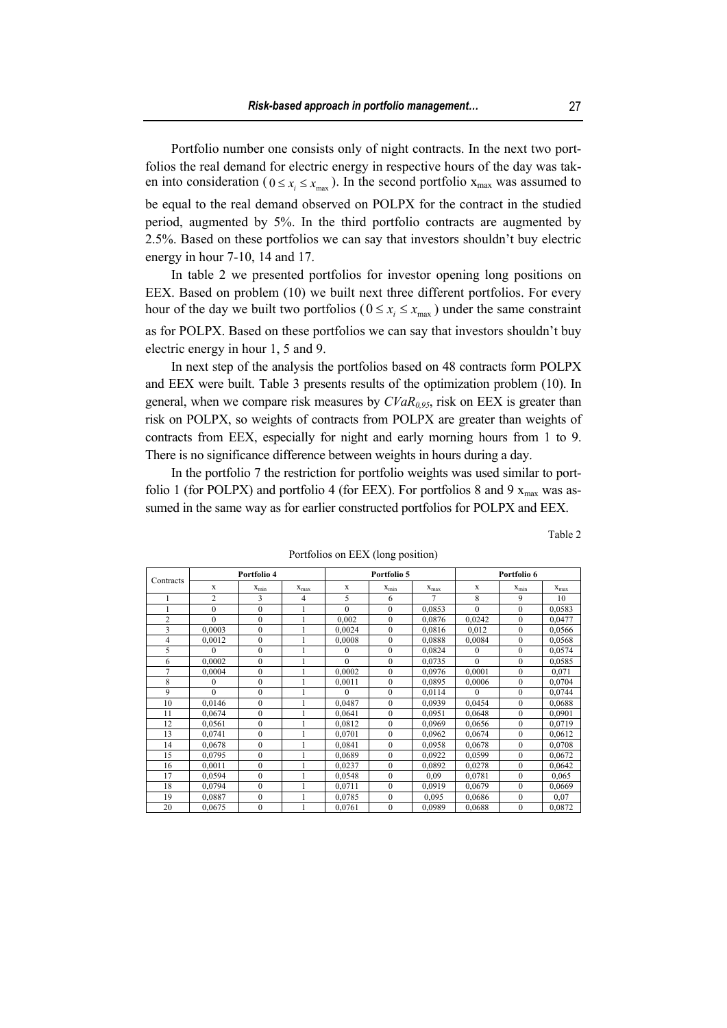Portfolio number one consists only of night contracts. In the next two portfolios the real demand for electric energy in respective hours of the day was taken into consideration ( $0 \le x_i \le x_{\max}$ ). In the second portfolio $x_{max}$ was assumed to be equal to the real demand observed on POLPX for the contract in the studied period, augmented by 5%. In the third portfolio contracts are augmented by 2.5%. Based on these portfolios we can say that investors shouldn't buy electric energy in hour 7-10, 14 and 17.

In table 2 we presented portfolios for investor opening long positions on EEX. Based on problem (10) we built next three different portfolios. For every hour of the day we built two portfolios ( $0 \le x_i \le x_{\max}$ ) under the same constraint as for POLPX. Based on these portfolios we can say that investors shouldn't buy electric energy in hour 1, 5 and 9.

In next step of the analysis the portfolios based on 48 contracts form POLPX and EEX were built. Table 3 presents results of the optimization problem (10). In general, when we compare risk measures by $CVaR_{0,95}$, risk on EEX is greater than risk on POLPX, so weights of contracts from POLPX are greater than weights of contracts from EEX, especially for night and early morning hours from 1 to 9. There is no significance difference between weights in hours during a day.

In the portfolio 7 the restriction for portfolio weights was used similar to portfolio 1 (for POLPX) and portfolio 4 (for EEX). For portfolios 8 and 9 $x_{max}$ was assumed in the same way as for earlier constructed portfolios for POLPX and EEX.

Table 2

Portfolios on EEX (long position)

| Contracts | Portfolio 4 | | | Portfolio 5 | | | Portfolio 6 | | |
|---|---|---|---|---|---|---|---|---|---|
| | x | $x_{min}$ | $x_{max}$ | x | $x_{min}$ | $x_{max}$ | x | $x_{min}$ | $x_{max}$ |
| 1 | 2 | 3 | 4 | 5 | 6 | 7 | 8 | 9 | 10 |
| 1 | 0 | 0 | 1 | 0 | 0 | 0,0853 | 0 | 0 | 0,0583 |
| 2 | 0 | 0 | 1 | 0,002 | 0 | 0,0876 | 0,0242 | 0 | 0,0477 |
| 3 | 0,0003 | 0 | 1 | 0,0024 | 0 | 0,0816 | 0,012 | 0 | 0,0566 |
| 4 | 0,0012 | 0 | 1 | 0,0008 | 0 | 0,0888 | 0,0084 | 0 | 0,0568 |
| 5 | 0 | 0 | 1 | 0 | 0 | 0,0824 | 0 | 0 | 0,0574 |
| 6 | 0,0002 | 0 | 1 | 0 | 0 | 0,0735 | 0 | 0 | 0,0585 |
| 7 | 0,0004 | 0 | 1 | 0,0002 | 0 | 0,0976 | 0,0001 | 0 | 0,071 |
| 8 | 0 | 0 | 1 | 0,0011 | 0 | 0,0895 | 0,0006 | 0 | 0,0704 |
| 9 | 0 | 0 | 1 | 0 | 0 | 0,0114 | 0 | 0 | 0,0744 |
| 10 | 0,0146 | 0 | 1 | 0,0487 | 0 | 0,0939 | 0,0454 | 0 | 0,0688 |
| 11 | 0,0674 | 0 | 1 | 0,0641 | 0 | 0,0951 | 0,0648 | 0 | 0,0901 |
| 12 | 0,0561 | 0 | 1 | 0,0812 | 0 | 0,0969 | 0,0656 | 0 | 0,0719 |
| 13 | 0,0741 | 0 | 1 | 0,0701 | 0 | 0,0962 | 0,0674 | 0 | 0,0612 |
| 14 | 0,0678 | 0 | 1 | 0,0841 | 0 | 0,0958 | 0,0678 | 0 | 0,0708 |
| 15 | 0,0795 | 0 | 1 | 0,0689 | 0 | 0,0922 | 0,0599 | 0 | 0,0672 |
| 16 | 0,0011 | 0 | 1 | 0,0237 | 0 | 0,0892 | 0,0278 | 0 | 0,0642 |
| 17 | 0,0594 | 0 | 1 | 0,0548 | 0 | 0,09 | 0,0781 | 0 | 0,065 |
| 18 | 0,0794 | 0 | 1 | 0,0711 | 0 | 0,0919 | 0,0679 | 0 | 0,0669 |
| 19 | 0,0887 | 0 | 1 | 0,0785 | 0 | 0,095 | 0,0686 | 0 | 0,07 |
| 20 | 0,0675 | 0 | 1 | 0,0761 | 0 | 0,0989 | 0,0688 | 0 | 0,0872 |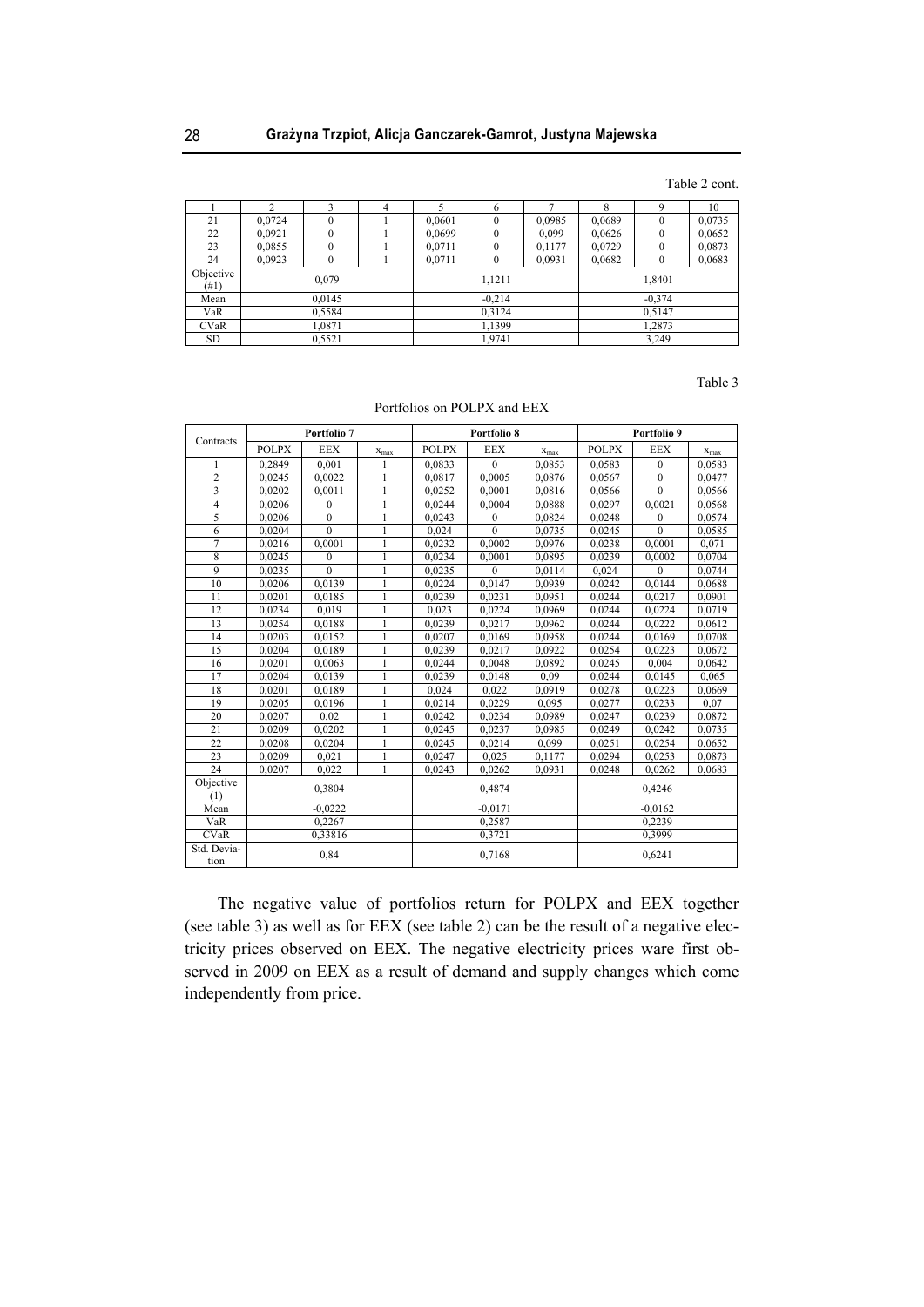Table 2 cont.

| 1 | 2 | 3 | 4 | 5 | 6 | 7 | 8 | 9 | 10 |
|---|---|---|---|---|---|---|---|---|---|
| 21 | 0,0724 | 0 | 1 | 0,0601 | 0 | 0,0985 | 0,0689 | 0 | 0,0735 |
| 22 | 0,0921 | 0 | 1 | 0,0699 | 0 | 0,099 | 0,0626 | 0 | 0,0652 |
| 23 | 0,0855 | 0 | 1 | 0,0711 | 0 | 0,1177 | 0,0729 | 0 | 0,0873 |
| 24 | 0,0923 | 0 | 1 | 0,0711 | 0 | 0,0931 | 0,0682 | 0 | 0,0683 |
| Objective (#1) | 0,079 | | | 1,1211 | | | 1,8401 | | |
| Mean | 0,0145 | | | -0,214 | | | -0,374 | | |
| VaR | 0,5584 | | | 0,3124 | | | 0,5147 | | |
| CVaR | 1,0871 | | | 1,1399 | | | 1,2873 | | |
| SD | 0,5521 | | | 1,9741 | | | 3,249 | | |

Table 3

Portfolios on POLPX and EEX

| Contracts | Portfolio 7 | | | Portfolio 8 | | | Portfolio 9 | | |
|---|---|---|---|---|---|---|---|---|---|
| | POLPX | EEX | $x_{max}$ | POLPX | EEX | $x_{max}$ | POLPX | EEX | $x_{max}$ |
| 1 | 0,2849 | 0,001 | 1 | 0,0833 | 0 | 0,0853 | 0,0583 | 0 | 0,0583 |
| 2 | 0,0245 | 0,0022 | 1 | 0,0817 | 0,0005 | 0,0876 | 0,0567 | 0 | 0,0477 |
| 3 | 0,0202 | 0,0011 | 1 | 0,0252 | 0,0001 | 0,0816 | 0,0566 | 0 | 0,0566 |
| 4 | 0,0206 | 0 | 1 | 0,0244 | 0,0004 | 0,0888 | 0,0297 | 0,0021 | 0,0568 |
| 5 | 0,0206 | 0 | 1 | 0,0243 | 0 | 0,0824 | 0,0248 | 0 | 0,0574 |
| 6 | 0,0204 | 0 | 1 | 0,024 | 0 | 0,0735 | 0,0245 | 0 | 0,0585 |
| 7 | 0,0216 | 0,0001 | 1 | 0,0232 | 0,0002 | 0,0976 | 0,0238 | 0,0001 | 0,071 |
| 8 | 0,0245 | 0 | 1 | 0,0234 | 0,0001 | 0,0895 | 0,0239 | 0,0002 | 0,0704 |
| 9 | 0,0235 | 0 | 1 | 0,0235 | 0 | 0,0114 | 0,024 | 0 | 0,0744 |
| 10 | 0,0206 | 0,0139 | 1 | 0,0224 | 0,0147 | 0,0939 | 0,0242 | 0,0144 | 0,0688 |
| 11 | 0,0201 | 0,0185 | 1 | 0,0239 | 0,0231 | 0,0951 | 0,0244 | 0,0217 | 0,0901 |
| 12 | 0,0234 | 0,019 | 1 | 0,023 | 0,0224 | 0,0969 | 0,0244 | 0,0224 | 0,0719 |
| 13 | 0,0254 | 0,0188 | 1 | 0,0239 | 0,0217 | 0,0962 | 0,0244 | 0,0222 | 0,0612 |
| 14 | 0,0203 | 0,0152 | 1 | 0,0207 | 0,0169 | 0,0958 | 0,0244 | 0,0169 | 0,0708 |
| 15 | 0,0204 | 0,0189 | 1 | 0,0239 | 0,0217 | 0,0922 | 0,0254 | 0,0223 | 0,0672 |
| 16 | 0,0201 | 0,0063 | 1 | 0,0244 | 0,0048 | 0,0892 | 0,0245 | 0,004 | 0,0642 |
| 17 | 0,0204 | 0,0139 | 1 | 0,0239 | 0,0148 | 0,09 | 0,0244 | 0,0145 | 0,065 |
| 18 | 0,0201 | 0,0189 | 1 | 0,024 | 0,022 | 0,0919 | 0,0278 | 0,0223 | 0,0669 |
| 19 | 0,0205 | 0,0196 | 1 | 0,0214 | 0,0229 | 0,095 | 0,0277 | 0,0233 | 0,07 |
| 20 | 0,0207 | 0,02 | 1 | 0,0242 | 0,0234 | 0,0989 | 0,0247 | 0,0239 | 0,0872 |
| 21 | 0,0209 | 0,0202 | 1 | 0,0245 | 0,0237 | 0,0985 | 0,0249 | 0,0242 | 0,0735 |
| 22 | 0,0208 | 0,0204 | 1 | 0,0245 | 0,0214 | 0,099 | 0,0251 | 0,0254 | 0,0652 |
| 23 | 0,0209 | 0,021 | 1 | 0,0247 | 0,025 | 0,1177 | 0,0294 | 0,0253 | 0,0873 |
| 24 | 0,0207 | 0,022 | 1 | 0,0243 | 0,0262 | 0,0931 | 0,0248 | 0,0262 | 0,0683 |
| Objective (1) | 0,3804 | | | 0,4874 | | | 0,4246 | | |
| Mean | -0,0222 | | | -0,0171 | | | -0,0162 | | |
| VaR | 0,2267 | | | 0,2587 | | | 0,2239 | | |
| CVaR | 0,33816 | | | 0,3721 | | | 0,3999 | | |
| Std. Deviation | 0,84 | | | 0,7168 | | | 0,6241 | | |

The negative value of portfolios return for POLPX and EEX together (see table 3) as well as for EEX (see table 2) can be the result of a negative electricity prices observed on EEX. The negative electricity prices ware first observed in 2009 on EEX as a result of demand and supply changes which come independently from price.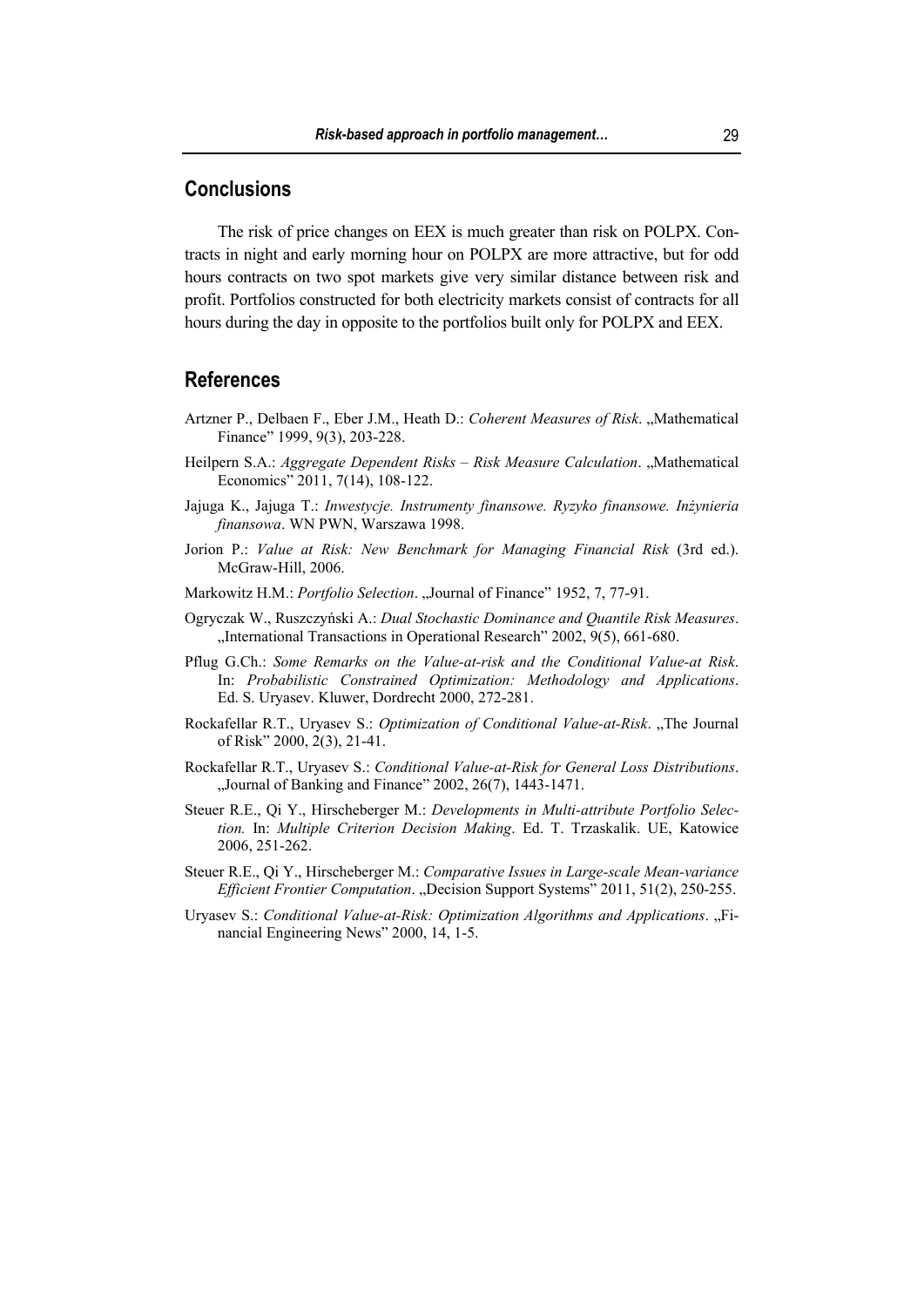## Conclusions

The risk of price changes on EEX is much greater than risk on POLPX. Contracts in night and early morning hour on POLPX are more attractive, but for odd hours contracts on two spot markets give very similar distance between risk and profit. Portfolios constructed for both electricity markets consist of contracts for all hours during the day in opposite to the portfolios built only for POLPX and EEX.

## References

Artzner P., Delbaen F., Eber J.M., Heath D.: *Coherent Measures of Risk*. „Mathematical Finance" 1999, 9(3), 203-228.

Heilpern S.A.: *Aggregate Dependent Risks – Risk Measure Calculation*. „Mathematical Economics" 2011, 7(14), 108-122.

Jajuga K., Jajuga T.: *Inwestycje. Instrumenty finansowe. Ryzyko finansowe. Inżynieria finansowa*. WN PWN, Warszawa 1998.

Jorion P.: *Value at Risk: New Benchmark for Managing Financial Risk* (3rd ed.). McGraw-Hill, 2006.

Markowitz H.M.: *Portfolio Selection*. „Journal of Finance" 1952, 7, 77-91.

Ogryczak W., Ruszczyński A.: *Dual Stochastic Dominance and Quantile Risk Measures*. „International Transactions in Operational Research" 2002, 9(5), 661-680.

Pflug G.Ch.: *Some Remarks on the Value-at-risk and the Conditional Value-at Risk*. In: *Probabilistic Constrained Optimization: Methodology and Applications*. Ed. S. Uryasev. Kluwer, Dordrecht 2000, 272-281.

Rockafellar R.T., Uryasev S.: *Optimization of Conditional Value-at-Risk*. „The Journal of Risk" 2000, 2(3), 21-41.

Rockafellar R.T., Uryasev S.: *Conditional Value-at-Risk for General Loss Distributions*. „Journal of Banking and Finance" 2002, 26(7), 1443-1471.

Steuer R.E., Qi Y., Hirscheberger M.: *Developments in Multi-attribute Portfolio Selection.* In: *Multiple Criterion Decision Making*. Ed. T. Trzaskalik. UE, Katowice 2006, 251-262.

Steuer R.E., Qi Y., Hirscheberger M.: *Comparative Issues in Large-scale Mean-variance Efficient Frontier Computation*. „Decision Support Systems" 2011, 51(2), 250-255.

Uryasev S.: *Conditional Value-at-Risk: Optimization Algorithms and Applications*. „Financial Engineering News" 2000, 14, 1-5.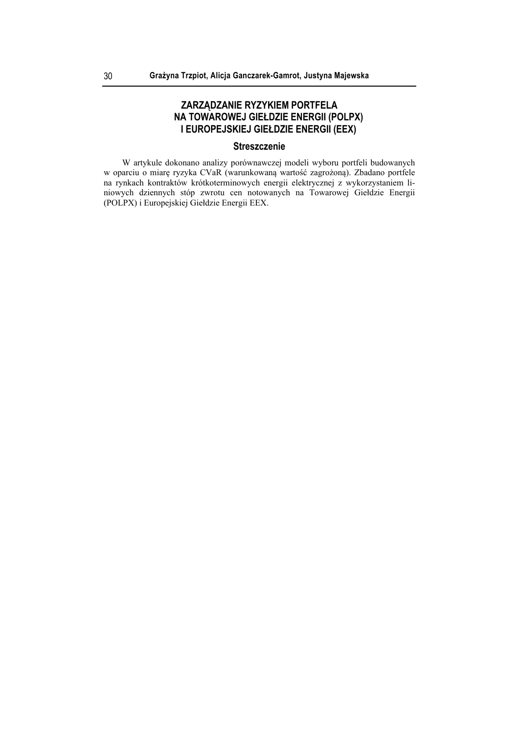# ZARZĄDZANIE RYZYKIEM PORTFELA NA TOWAROWEJ GIEŁDZIE ENERGII (POLPX) I EUROPEJSKIEJ GIEŁDZIE ENERGII (EEX)

## Streszczenie

W artykule dokonano analizy porównawczej modeli wyboru portfeli budowanych w oparciu o miarę ryzyka CVaR (warunkowaną wartość zagrożoną). Zbadano portfele na rynkach kontraktów krótkoterminowych energii elektrycznej z wykorzystaniem liniowych dziennych stóp zwrotu cen notowanych na Towarowej Giełdzie Energii (POLPX) i Europejskiej Giełdzie Energii EEX.